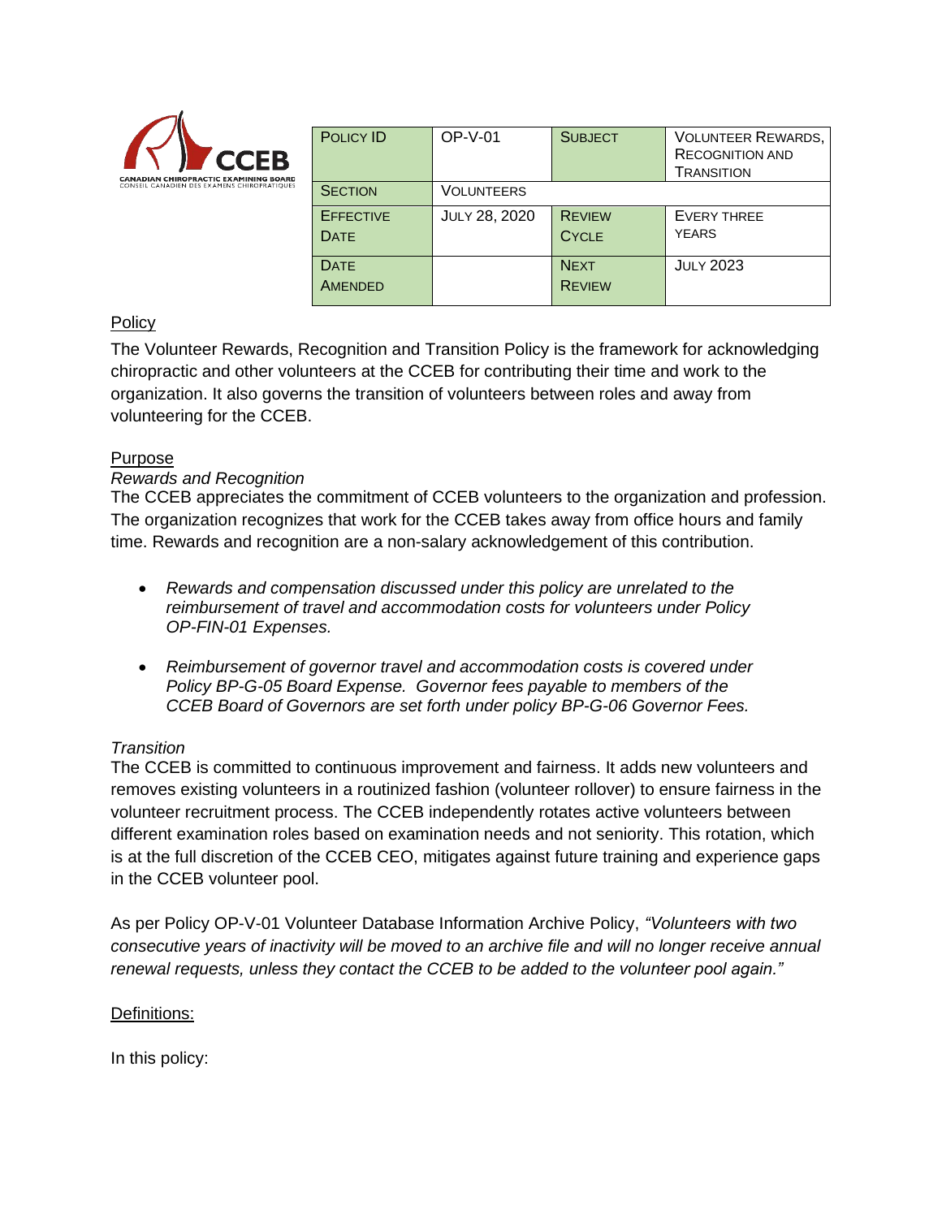| Policy ID | OP-V-01 | Subject | Volunteer Rewards, Recognition and Transition |
| --- | --- | --- | --- |
| Section | Volunteers | | |
| Effective Date | July 28, 2020 | Review Cycle | Every three years |
| Date Amended | | Next Review | July 2023 |

## Policy

The Volunteer Rewards, Recognition and Transition Policy is the framework for acknowledging chiropractic and other volunteers at the CCEB for contributing their time and work to the organization. It also governs the transition of volunteers between roles and away from volunteering for the CCEB.

## Purpose

*Rewards and Recognition*

The CCEB appreciates the commitment of CCEB volunteers to the organization and profession. The organization recognizes that work for the CCEB takes away from office hours and family time. Rewards and recognition are a non-salary acknowledgement of this contribution.

- *Rewards and compensation discussed under this policy are unrelated to the reimbursement of travel and accommodation costs for volunteers under Policy OP-FIN-01 Expenses.*
- *Reimbursement of governor travel and accommodation costs is covered under Policy BP-G-05 Board Expense. Governor fees payable to members of the CCEB Board of Governors are set forth under policy BP-G-06 Governor Fees.*

*Transition*

The CCEB is committed to continuous improvement and fairness. It adds new volunteers and removes existing volunteers in a routinized fashion (volunteer rollover) to ensure fairness in the volunteer recruitment process. The CCEB independently rotates active volunteers between different examination roles based on examination needs and not seniority. This rotation, which is at the full discretion of the CCEB CEO, mitigates against future training and experience gaps in the CCEB volunteer pool.

As per Policy OP-V-01 Volunteer Database Information Archive Policy, *"Volunteers with two consecutive years of inactivity will be moved to an archive file and will no longer receive annual renewal requests, unless they contact the CCEB to be added to the volunteer pool again."*

## Definitions:

In this policy: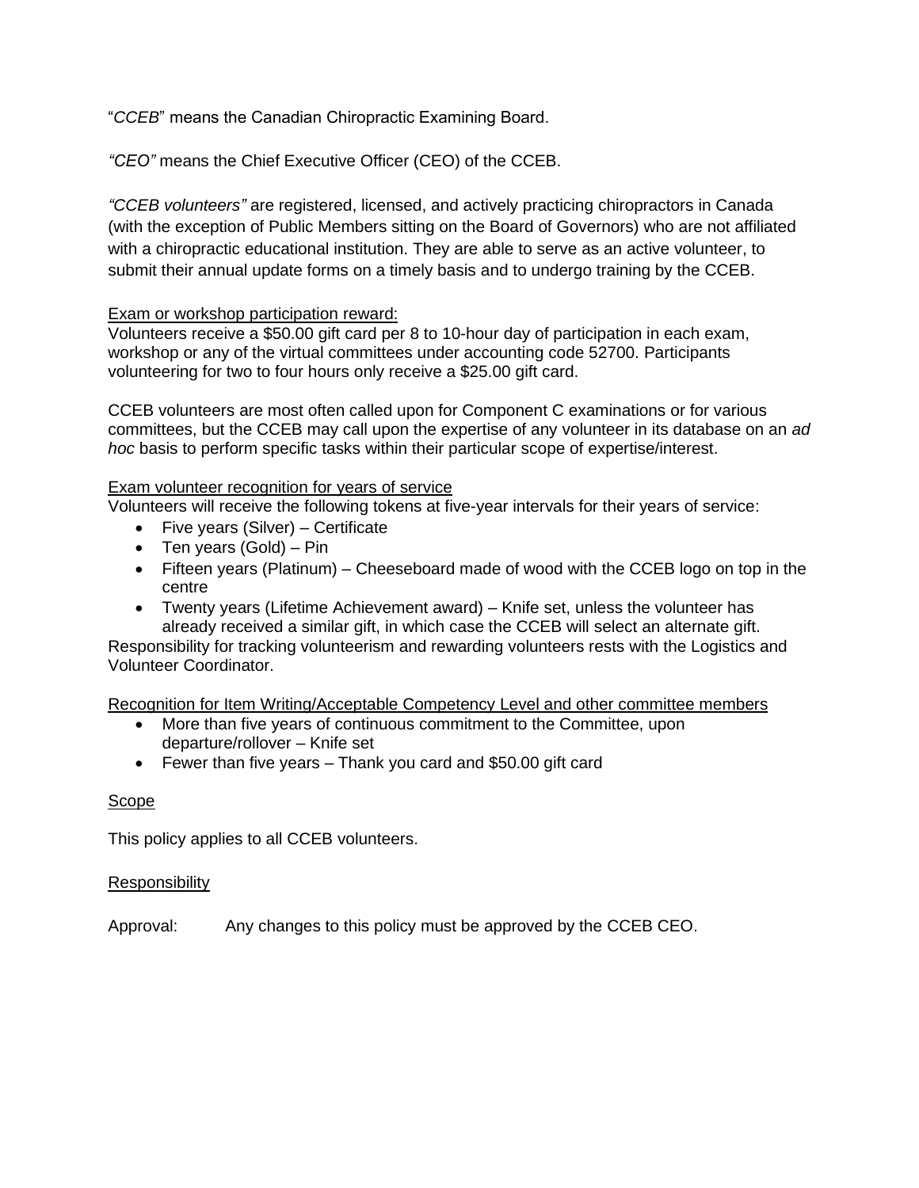"*CCEB*" means the Canadian Chiropractic Examining Board.

*"CEO"* means the Chief Executive Officer (CEO) of the CCEB.

*"CCEB volunteers"* are registered, licensed, and actively practicing chiropractors in Canada (with the exception of Public Members sitting on the Board of Governors) who are not affiliated with a chiropractic educational institution. They are able to serve as an active volunteer, to submit their annual update forms on a timely basis and to undergo training by the CCEB.

<u>Exam or workshop participation reward:</u>
Volunteers receive a $50.00 gift card per 8 to 10-hour day of participation in each exam, workshop or any of the virtual committees under accounting code 52700. Participants volunteering for two to four hours only receive a $25.00 gift card.

CCEB volunteers are most often called upon for Component C examinations or for various committees, but the CCEB may call upon the expertise of any volunteer in its database on an *ad hoc* basis to perform specific tasks within their particular scope of expertise/interest.

<u>Exam volunteer recognition for years of service</u>
Volunteers will receive the following tokens at five-year intervals for their years of service:

- Five years (Silver) – Certificate
- Ten years (Gold) – Pin
- Fifteen years (Platinum) – Cheeseboard made of wood with the CCEB logo on top in the centre
- Twenty years (Lifetime Achievement award) – Knife set, unless the volunteer has already received a similar gift, in which case the CCEB will select an alternate gift.

Responsibility for tracking volunteerism and rewarding volunteers rests with the Logistics and Volunteer Coordinator.

<u>Recognition for Item Writing/Acceptable Competency Level and other committee members</u>

- More than five years of continuous commitment to the Committee, upon departure/rollover – Knife set
- Fewer than five years – Thank you card and $50.00 gift card

<u>Scope</u>

This policy applies to all CCEB volunteers.

<u>Responsibility</u>

Approval: Any changes to this policy must be approved by the CCEB CEO.